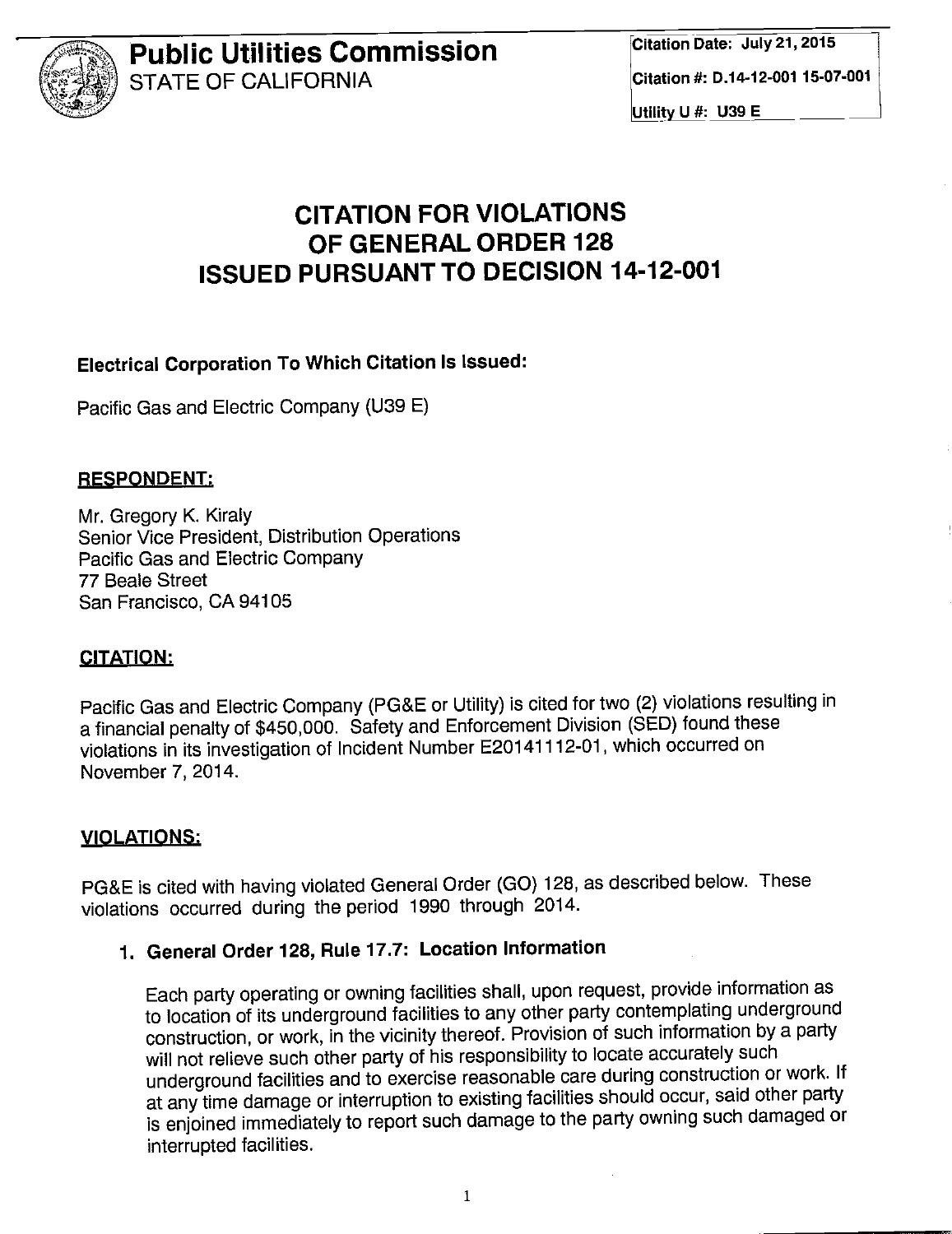# Public Utilities Commission
STATE OF CALIFORNIA

Citation Date: July 21, 2015

Citation #: D.14-12-001 15-07-001

Utility U #: U39 E

## CITATION FOR VIOLATIONS OF GENERAL ORDER 128 ISSUED PURSUANT TO DECISION 14-12-001

**Electrical Corporation To Which Citation Is Issued:**

Pacific Gas and Electric Company (U39 E)

**RESPONDENT:**

Mr. Gregory K. Kiraly
Senior Vice President, Distribution Operations
Pacific Gas and Electric Company
77 Beale Street
San Francisco, CA 94105

**CITATION:**

Pacific Gas and Electric Company (PG&E or Utility) is cited for two (2) violations resulting in a financial penalty of $450,000. Safety and Enforcement Division (SED) found these violations in its investigation of Incident Number E20141112-01, which occurred on November 7, 2014.

**VIOLATIONS:**

PG&E is cited with having violated General Order (GO) 128, as described below. These violations occurred during the period 1990 through 2014.

1. **General Order 128, Rule 17.7: Location Information**

   Each party operating or owning facilities shall, upon request, provide information as to location of its underground facilities to any other party contemplating underground construction, or work, in the vicinity thereof. Provision of such information by a party will not relieve such other party of his responsibility to locate accurately such underground facilities and to exercise reasonable care during construction or work. If at any time damage or interruption to existing facilities should occur, said other party is enjoined immediately to report such damage to the party owning such damaged or interrupted facilities.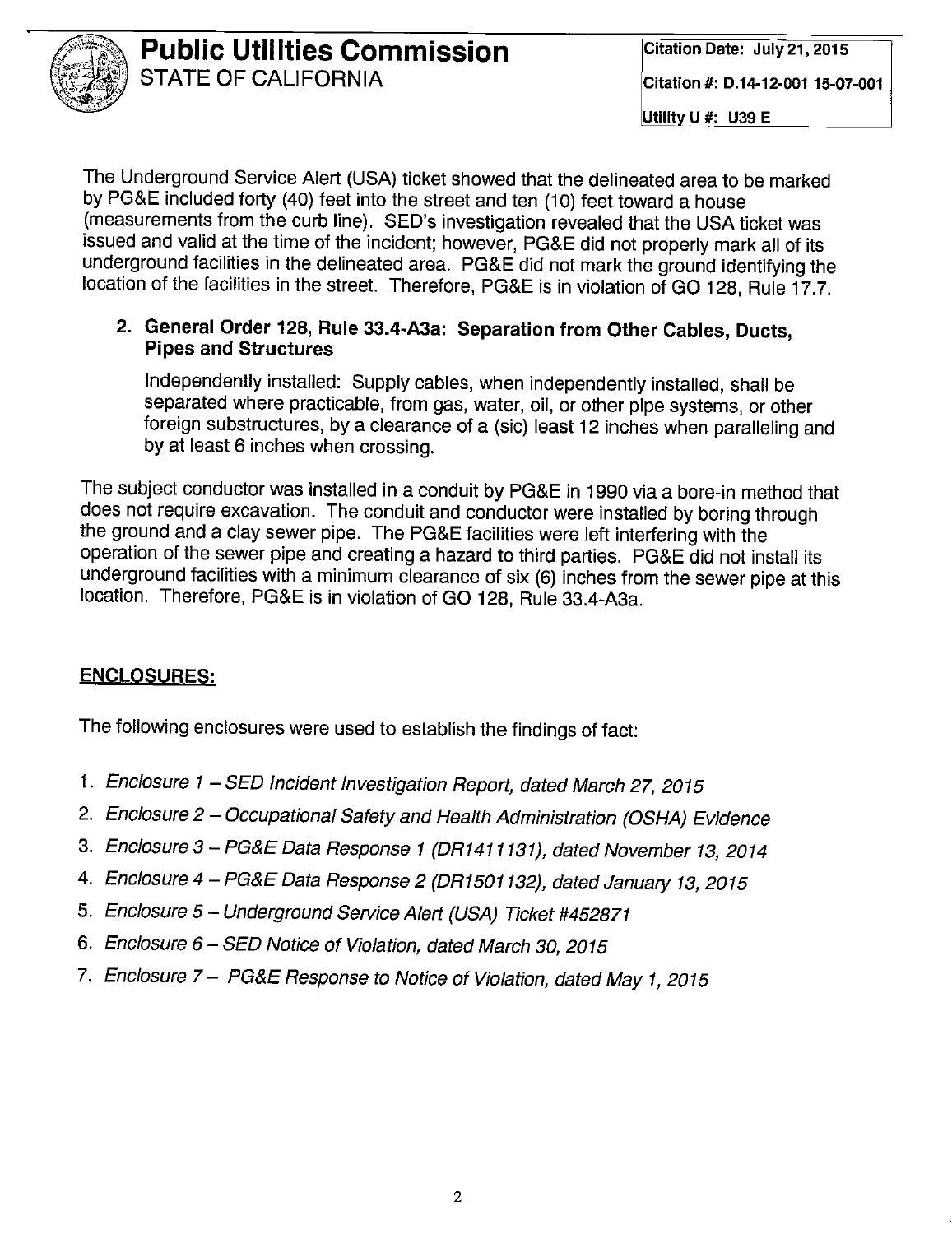The Underground Service Alert (USA) ticket showed that the delineated area to be marked by PG&E included forty (40) feet into the street and ten (10) feet toward a house (measurements from the curb line). SED's investigation revealed that the USA ticket was issued and valid at the time of the incident; however, PG&E did not properly mark all of its underground facilities in the delineated area. PG&E did not mark the ground identifying the location of the facilities in the street. Therefore, PG&E is in violation of GO 128, Rule 17.7.

2. **General Order 128, Rule 33.4-A3a: Separation from Other Cables, Ducts, Pipes and Structures**

   Independently installed: Supply cables, when independently installed, shall be separated where practicable, from gas, water, oil, or other pipe systems, or other foreign substructures, by a clearance of a (sic) least 12 inches when paralleling and by at least 6 inches when crossing.

The subject conductor was installed in a conduit by PG&E in 1990 via a bore-in method that does not require excavation. The conduit and conductor were installed by boring through the ground and a clay sewer pipe. The PG&E facilities were left interfering with the operation of the sewer pipe and creating a hazard to third parties. PG&E did not install its underground facilities with a minimum clearance of six (6) inches from the sewer pipe at this location. Therefore, PG&E is in violation of GO 128, Rule 33.4-A3a.

## ENCLOSURES:

The following enclosures were used to establish the findings of fact:

1. *Enclosure 1 – SED Incident Investigation Report, dated March 27, 2015*
2. *Enclosure 2 – Occupational Safety and Health Administration (OSHA) Evidence*
3. *Enclosure 3 – PG&E Data Response 1 (DR1411131), dated November 13, 2014*
4. *Enclosure 4 – PG&E Data Response 2 (DR1501132), dated January 13, 2015*
5. *Enclosure 5 – Underground Service Alert (USA) Ticket #452871*
6. *Enclosure 6 – SED Notice of Violation, dated March 30, 2015*
7. *Enclosure 7 – PG&E Response to Notice of Violation, dated May 1, 2015*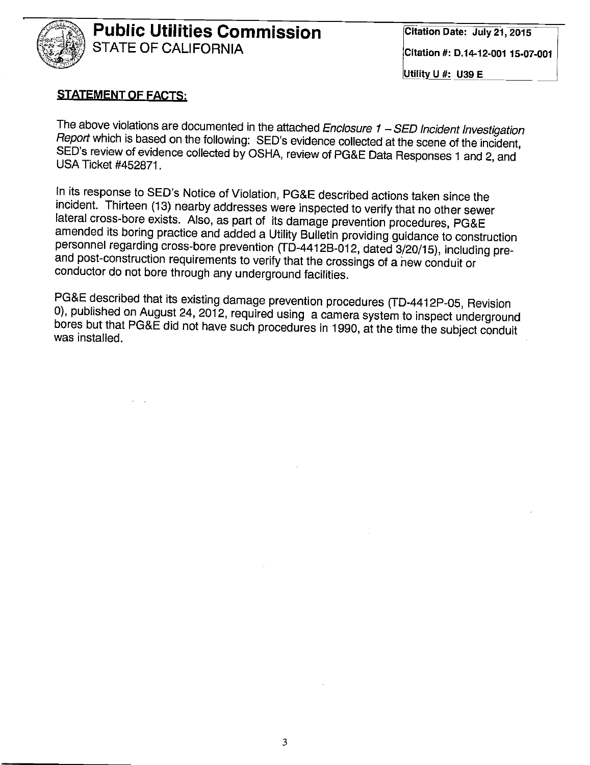# Public Utilities Commission
STATE OF CALIFORNIA

Citation Date: July 21, 2015

Citation #: D.14-12-001 15-07-001

Utility U #: U39 E

**STATEMENT OF FACTS:**

The above violations are documented in the attached *Enclosure 1 – SED Incident Investigation Report* which is based on the following: SED's evidence collected at the scene of the incident, SED's review of evidence collected by OSHA, review of PG&E Data Responses 1 and 2, and USA Ticket #452871.

In its response to SED's Notice of Violation, PG&E described actions taken since the incident. Thirteen (13) nearby addresses were inspected to verify that no other sewer lateral cross-bore exists. Also, as part of its damage prevention procedures, PG&E amended its boring practice and added a Utility Bulletin providing guidance to construction personnel regarding cross-bore prevention (TD-4412B-012, dated 3/20/15), including pre- and post-construction requirements to verify that the crossings of a new conduit or conductor do not bore through any underground facilities.

PG&E described that its existing damage prevention procedures (TD-4412P-05, Revision 0), published on August 24, 2012, required using a camera system to inspect underground bores but that PG&E did not have such procedures in 1990, at the time the subject conduit was installed.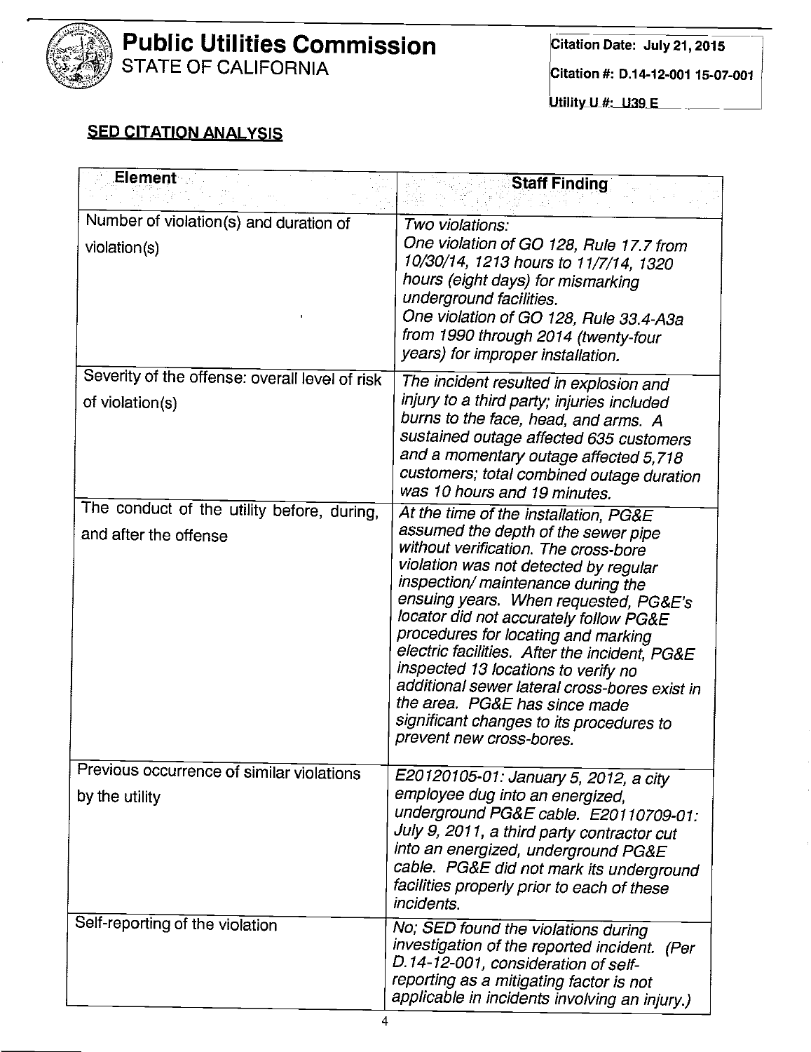# Public Utilities Commission
STATE OF CALIFORNIA

Citation Date: July 21, 2015

Citation #: D.14-12-001 15-07-001

Utility U #: U39 E

**SED CITATION ANALYSIS**

| Element | Staff Finding |
|---|---|
| Number of violation(s) and duration of violation(s) | *Two violations:* *One violation of GO 128, Rule 17.7 from 10/30/14, 1213 hours to 11/7/14, 1320 hours (eight days) for mismarking underground facilities.* *One violation of GO 128, Rule 33.4-A3a from 1990 through 2014 (twenty-four years) for improper installation.* |
| Severity of the offense: overall level of risk of violation(s) | *The incident resulted in explosion and injury to a third party; injuries included burns to the face, head, and arms. A sustained outage affected 635 customers and a momentary outage affected 5,718 customers; total combined outage duration was 10 hours and 19 minutes.* |
| The conduct of the utility before, during, and after the offense | *At the time of the installation, PG&E assumed the depth of the sewer pipe without verification. The cross-bore violation was not detected by regular inspection/ maintenance during the ensuing years. When requested, PG&E's locator did not accurately follow PG&E procedures for locating and marking electric facilities. After the incident, PG&E inspected 13 locations to verify no additional sewer lateral cross-bores exist in the area. PG&E has since made significant changes to its procedures to prevent new cross-bores.* |
| Previous occurrence of similar violations by the utility | *E20120105-01: January 5, 2012, a city employee dug into an energized, underground PG&E cable. E20110709-01: July 9, 2011, a third party contractor cut into an energized, underground PG&E cable. PG&E did not mark its underground facilities properly prior to each of these incidents.* |
| Self-reporting of the violation | *No; SED found the violations during investigation of the reported incident. (Per D.14-12-001, consideration of self-reporting as a mitigating factor is not applicable in incidents involving an injury.)* |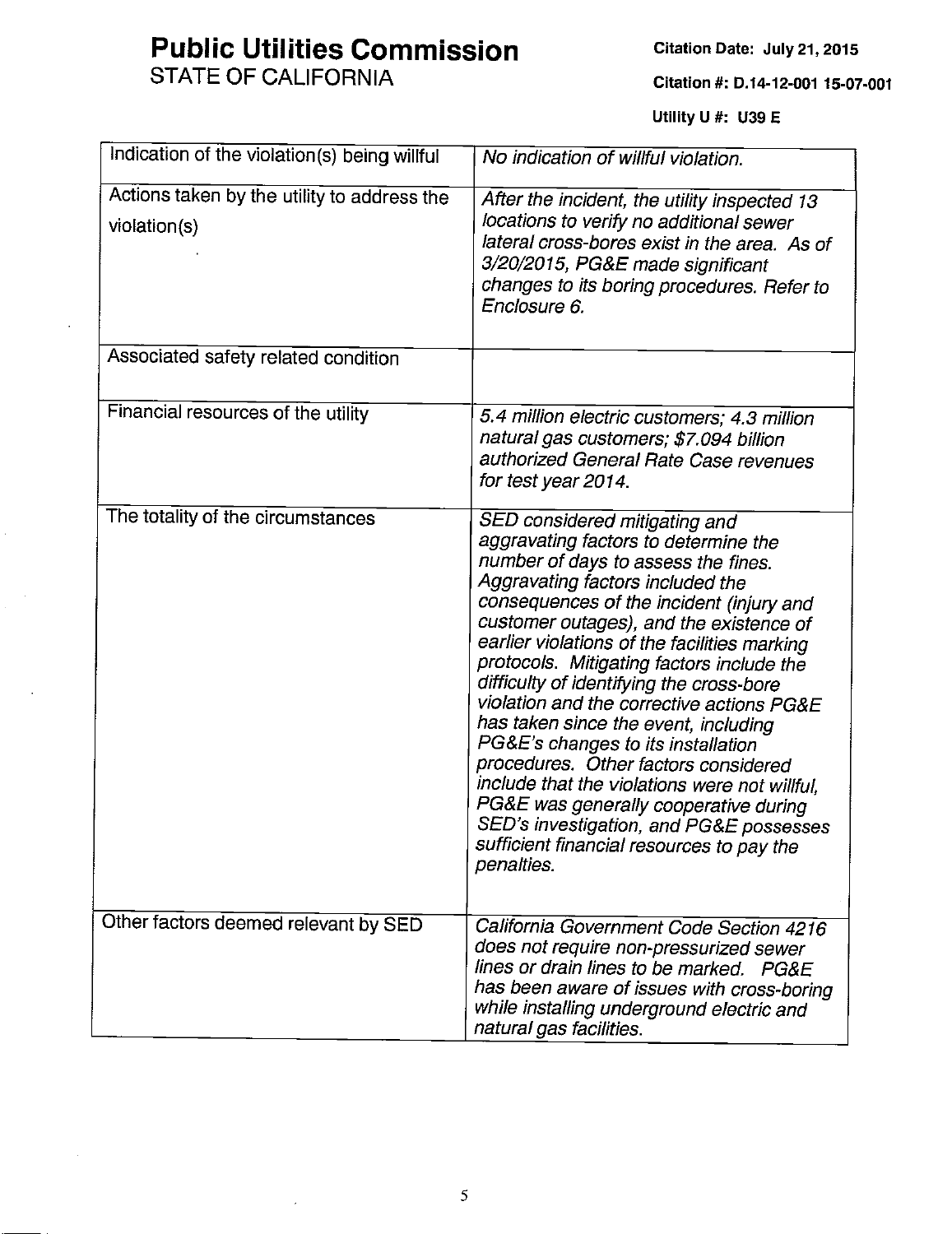**Public Utilities Commission**
STATE OF CALIFORNIA

**Citation Date: July 21, 2015**

**Citation #: D.14-12-001 15-07-001**

**Utility U #: U39 E**

| | |
|---|---|
| Indication of the violation(s) being willful | *No indication of willful violation.* |
| Actions taken by the utility to address the violation(s) | *After the incident, the utility inspected 13 locations to verify no additional sewer lateral cross-bores exist in the area. As of 3/20/2015, PG&E made significant changes to its boring procedures. Refer to Enclosure 6.* |
| Associated safety related condition | |
| Financial resources of the utility | *5.4 million electric customers; 4.3 million natural gas customers; $7.094 billion authorized General Rate Case revenues for test year 2014.* |
| The totality of the circumstances | *SED considered mitigating and aggravating factors to determine the number of days to assess the fines. Aggravating factors included the consequences of the incident (injury and customer outages), and the existence of earlier violations of the facilities marking protocols. Mitigating factors include the difficulty of identifying the cross-bore violation and the corrective actions PG&E has taken since the event, including PG&E's changes to its installation procedures. Other factors considered include that the violations were not willful, PG&E was generally cooperative during SED's investigation, and PG&E possesses sufficient financial resources to pay the penalties.* |
| Other factors deemed relevant by SED | *California Government Code Section 4216 does not require non-pressurized sewer lines or drain lines to be marked. PG&E has been aware of issues with cross-boring while installing underground electric and natural gas facilities.* |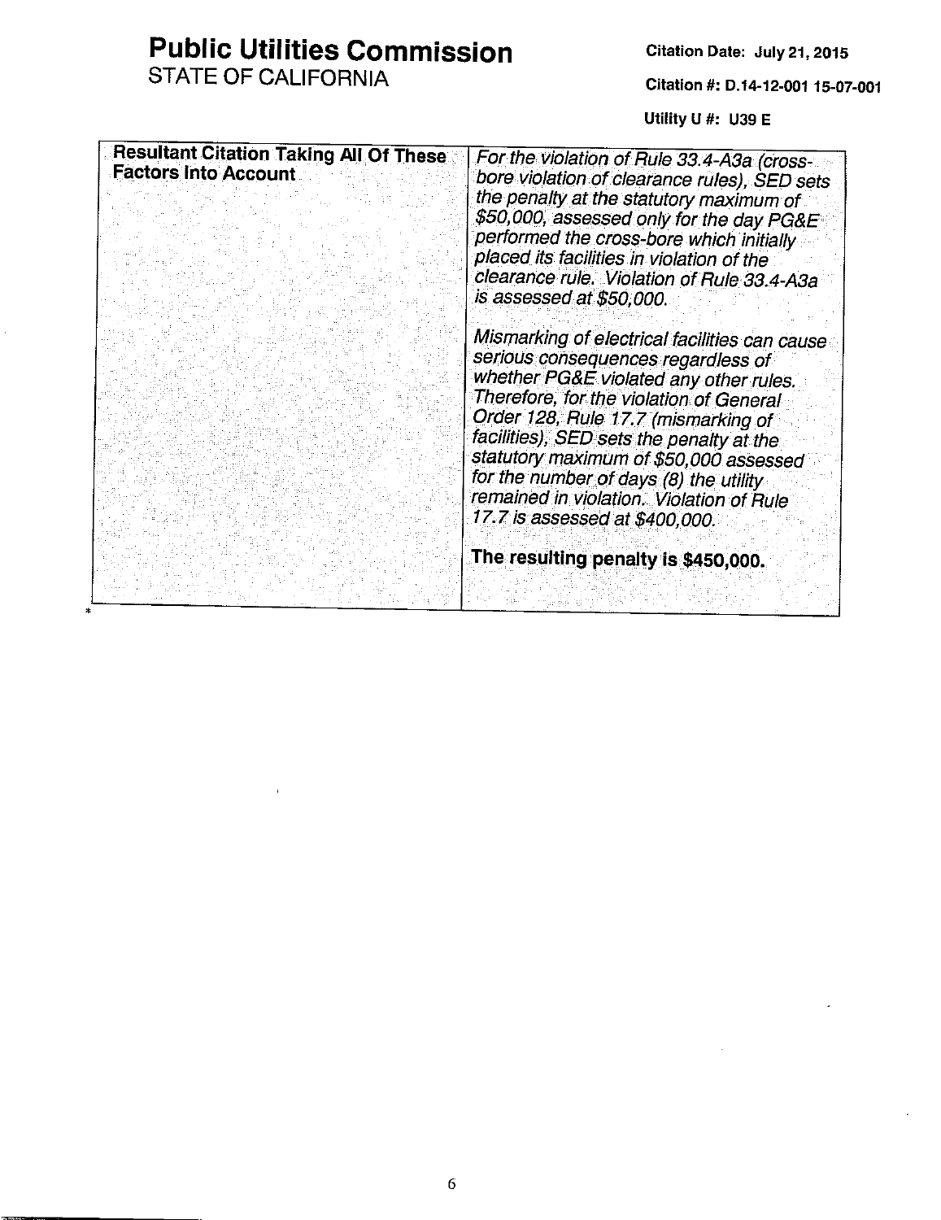**Public Utilities Commission**
STATE OF CALIFORNIA

**Citation Date: July 21, 2015**

**Citation #: D.14-12-001 15-07-001**

**Utility U #: U39 E**

| **Resultant Citation Taking All Of These Factors Into Account** | *For the violation of Rule 33.4-A3a (cross-bore violation of clearance rules), SED sets the penalty at the statutory maximum of $50,000, assessed only for the day PG&E performed the cross-bore which initially placed its facilities in violation of the clearance rule. Violation of Rule 33.4-A3a is assessed at $50,000.*<br><br>*Mismarking of electrical facilities can cause serious consequences regardless of whether PG&E violated any other rules. Therefore, for the violation of General Order 128, Rule 17.7 (mismarking of facilities), SED sets the penalty at the statutory maximum of $50,000 assessed for the number of days (8) the utility remained in violation. Violation of Rule 17.7 is assessed at $400,000.*<br><br>**The resulting penalty is $450,000.** |
|---|---|

*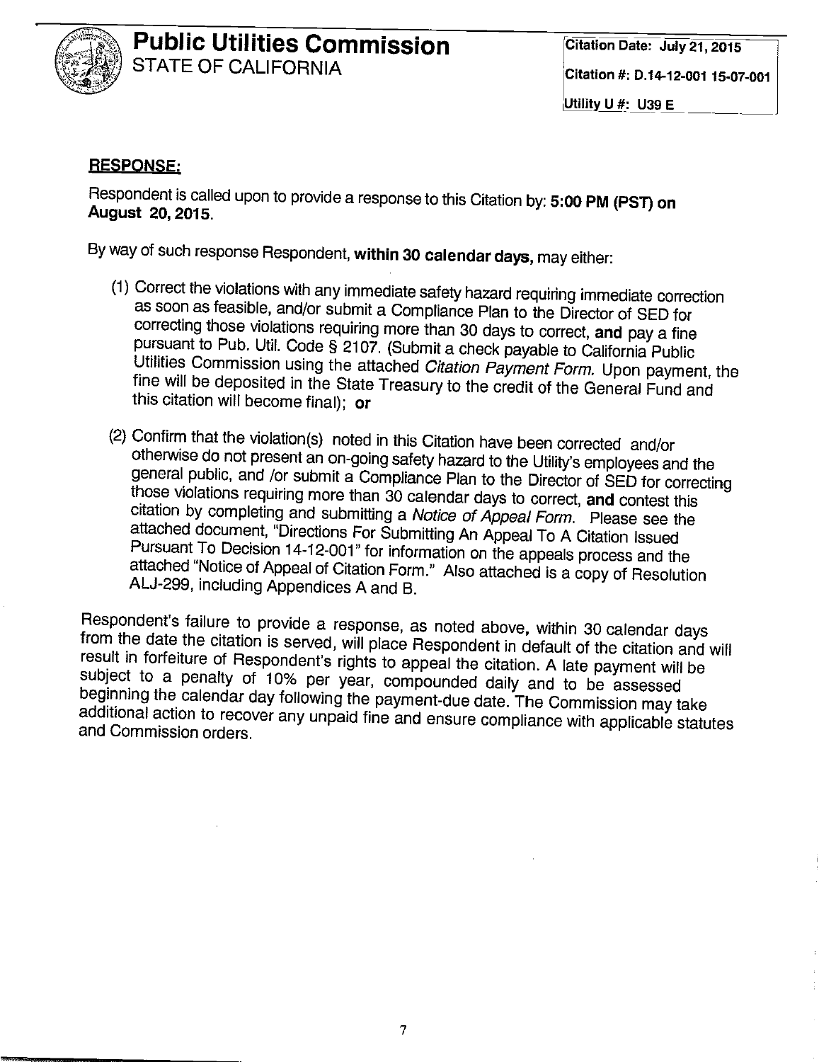# Public Utilities Commission
STATE OF CALIFORNIA

Citation Date: July 21, 2015
Citation #: D.14-12-001 15-07-001
Utility U #: U39 E

**RESPONSE:**

Respondent is called upon to provide a response to this Citation by: **5:00 PM (PST) on August 20, 2015.**

By way of such response Respondent, **within 30 calendar days,** may either:

(1) Correct the violations with any immediate safety hazard requiring immediate correction as soon as feasible, and/or submit a Compliance Plan to the Director of SED for correcting those violations requiring more than 30 days to correct, **and** pay a fine pursuant to Pub. Util. Code § 2107. (Submit a check payable to California Public Utilities Commission using the attached *Citation Payment Form.* Upon payment, the fine will be deposited in the State Treasury to the credit of the General Fund and this citation will become final); **or**

(2) Confirm that the violation(s) noted in this Citation have been corrected and/or otherwise do not present an on-going safety hazard to the Utility's employees and the general public, and /or submit a Compliance Plan to the Director of SED for correcting those violations requiring more than 30 calendar days to correct, **and** contest this citation by completing and submitting a *Notice of Appeal Form.* Please see the attached document, "Directions For Submitting An Appeal To A Citation Issued Pursuant To Decision 14-12-001" for information on the appeals process and the attached "Notice of Appeal of Citation Form." Also attached is a copy of Resolution ALJ-299, including Appendices A and B.

Respondent's failure to provide a response, as noted above, within 30 calendar days from the date the citation is served, will place Respondent in default of the citation and will result in forfeiture of Respondent's rights to appeal the citation. A late payment will be subject to a penalty of 10% per year, compounded daily and to be assessed beginning the calendar day following the payment-due date. The Commission may take additional action to recover any unpaid fine and ensure compliance with applicable statutes and Commission orders.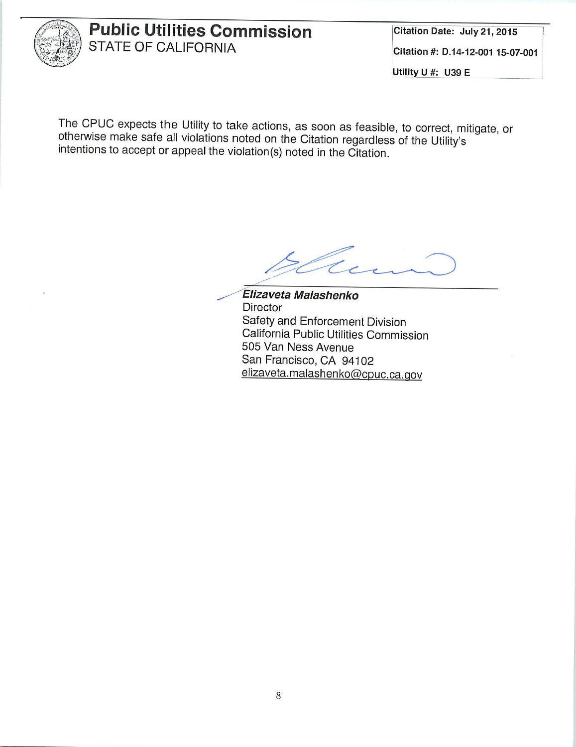# Public Utilities Commission
STATE OF CALIFORNIA

| Citation Date: July 21, 2015 |
| --- |
| Citation #: D.14-12-001 15-07-001 |
| Utility U #: U39 E |

The CPUC expects the Utility to take actions, as soon as feasible, to correct, mitigate, or otherwise make safe all violations noted on the Citation regardless of the Utility's intentions to accept or appeal the violation(s) noted in the Citation.

***Elizaveta Malashenko***
Director
Safety and Enforcement Division
California Public Utilities Commission
505 Van Ness Avenue
San Francisco, CA 94102
elizaveta.malashenko@cpuc.ca.gov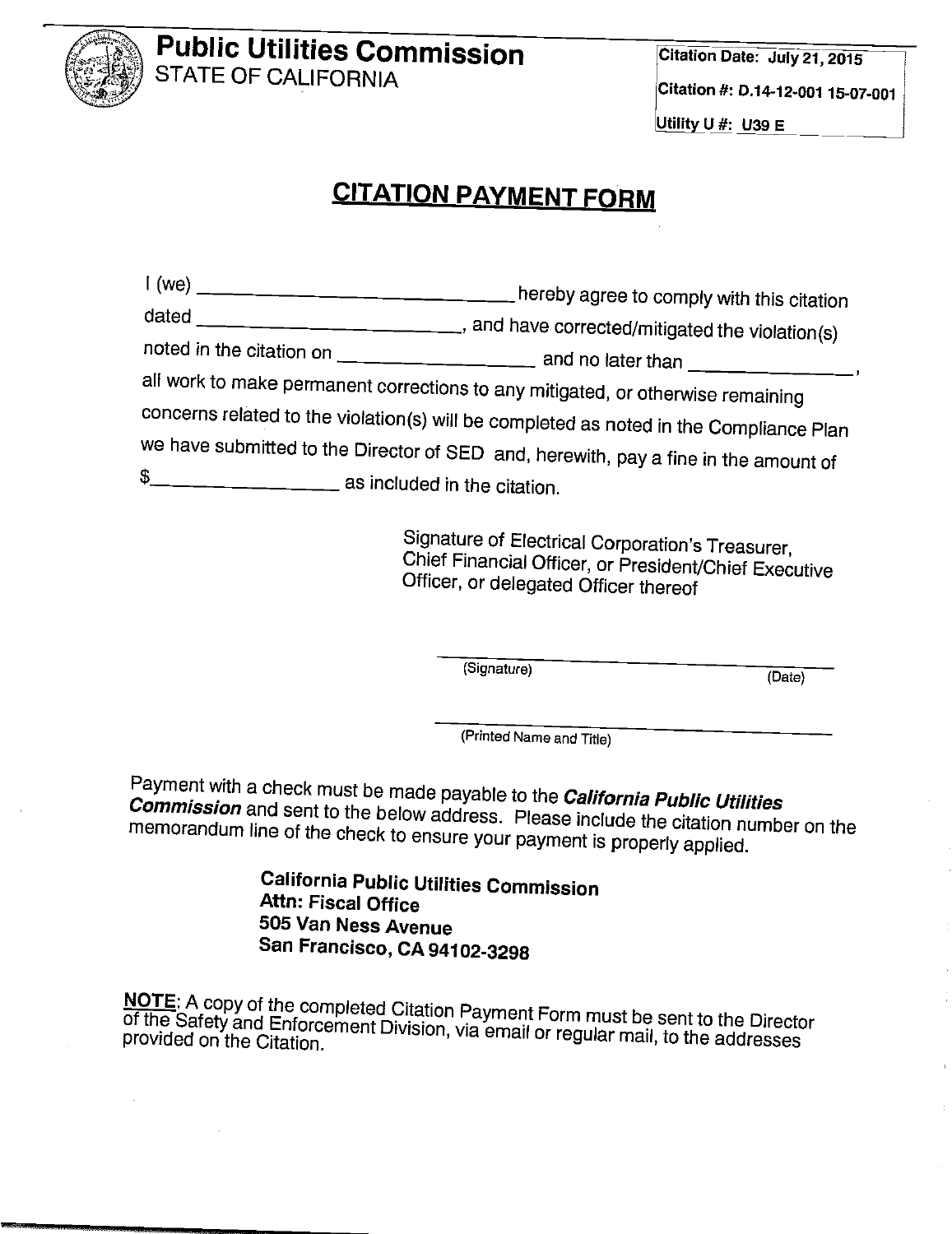**Public Utilities Commission**
STATE OF CALIFORNIA

Citation Date: July 21, 2015
Citation #: D.14-12-001 15-07-001
Utility U #: U39 E

# CITATION PAYMENT FORM

I (we) ______________________ hereby agree to comply with this citation dated ______________________, and have corrected/mitigated the violation(s) noted in the citation on ________________ and no later than ______________, all work to make permanent corrections to any mitigated, or otherwise remaining concerns related to the violation(s) will be completed as noted in the Compliance Plan we have submitted to the Director of SED and, herewith, pay a fine in the amount of $________________ as included in the citation.

Signature of Electrical Corporation's Treasurer, Chief Financial Officer, or President/Chief Executive Officer, or delegated Officer thereof

______________________________________
(Signature) (Date)

______________________________________
(Printed Name and Title)

Payment with a check must be made payable to the ***California Public Utilities Commission*** and sent to the below address. Please include the citation number on the memorandum line of the check to ensure your payment is properly applied.

**California Public Utilities Commission**
**Attn: Fiscal Office**
**505 Van Ness Avenue**
**San Francisco, CA 94102-3298**

**NOTE**: A copy of the completed Citation Payment Form must be sent to the Director of the Safety and Enforcement Division, via email or regular mail, to the addresses provided on the Citation.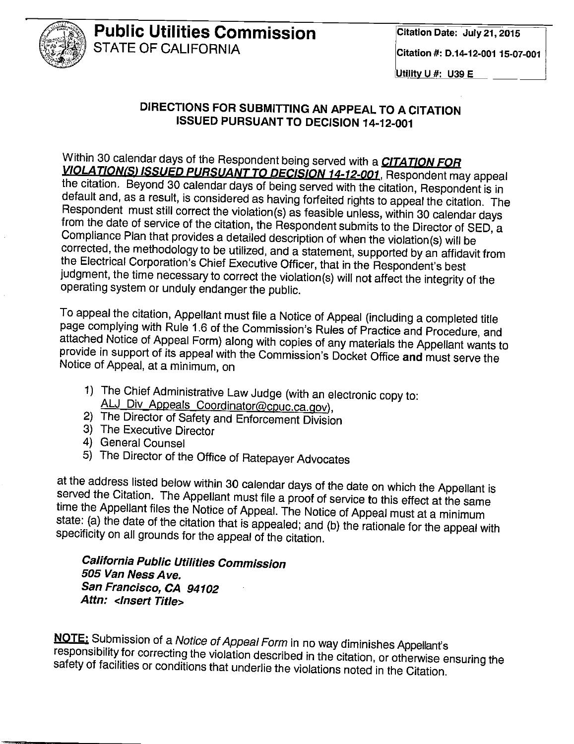# Public Utilities Commission
STATE OF CALIFORNIA

Citation Date: July 21, 2015

Citation #: D.14-12-001 15-07-001

Utility U #: U39 E

## DIRECTIONS FOR SUBMITTING AN APPEAL TO A CITATION ISSUED PURSUANT TO DECISION 14-12-001

Within 30 calendar days of the Respondent being served with a ***CITATION FOR VIOLATION(S) ISSUED PURSUANT TO DECISION 14-12-001***, Respondent may appeal the citation. Beyond 30 calendar days of being served with the citation, Respondent is in default and, as a result, is considered as having forfeited rights to appeal the citation. The Respondent must still correct the violation(s) as feasible unless, within 30 calendar days from the date of service of the citation, the Respondent submits to the Director of SED, a Compliance Plan that provides a detailed description of when the violation(s) will be corrected, the methodology to be utilized, and a statement, supported by an affidavit from the Electrical Corporation's Chief Executive Officer, that in the Respondent's best judgment, the time necessary to correct the violation(s) will not affect the integrity of the operating system or unduly endanger the public.

To appeal the citation, Appellant must file a Notice of Appeal (including a completed title page complying with Rule 1.6 of the Commission's Rules of Practice and Procedure, and attached Notice of Appeal Form) along with copies of any materials the Appellant wants to provide in support of its appeal with the Commission's Docket Office **and** must serve the Notice of Appeal, at a minimum, on

1) The Chief Administrative Law Judge (with an electronic copy to: ALJ_Div_Appeals_Coordinator@cpuc.ca.gov),
2) The Director of Safety and Enforcement Division
3) The Executive Director
4) General Counsel
5) The Director of the Office of Ratepayer Advocates

at the address listed below within 30 calendar days of the date on which the Appellant is served the Citation. The Appellant must file a proof of service to this effect at the same time the Appellant files the Notice of Appeal. The Notice of Appeal must at a minimum state: (a) the date of the citation that is appealed; and (b) the rationale for the appeal with specificity on all grounds for the appeal of the citation.

***California Public Utilities Commission***
***505 Van Ness Ave.***
***San Francisco, CA 94102***
***Attn: <Insert Title>***

**NOTE:** Submission of a *Notice of Appeal Form* in no way diminishes Appellant's responsibility for correcting the violation described in the citation, or otherwise ensuring the safety of facilities or conditions that underlie the violations noted in the Citation.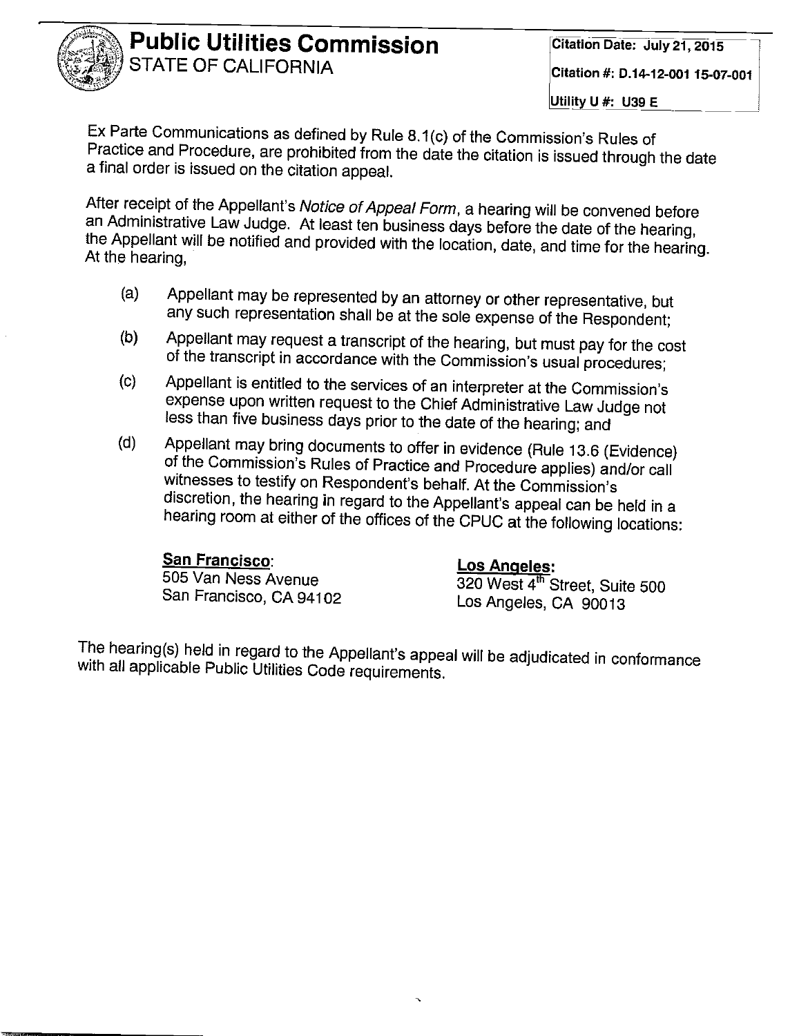# Public Utilities Commission
STATE OF CALIFORNIA

Citation Date: July 21, 2015

Citation #: D.14-12-001 15-07-001

Utility U #: U39 E

Ex Parte Communications as defined by Rule 8.1(c) of the Commission's Rules of Practice and Procedure, are prohibited from the date the citation is issued through the date a final order is issued on the citation appeal.

After receipt of the Appellant's *Notice of Appeal Form*, a hearing will be convened before an Administrative Law Judge. At least ten business days before the date of the hearing, the Appellant will be notified and provided with the location, date, and time for the hearing. At the hearing,

(a) Appellant may be represented by an attorney or other representative, but any such representation shall be at the sole expense of the Respondent;

(b) Appellant may request a transcript of the hearing, but must pay for the cost of the transcript in accordance with the Commission's usual procedures;

(c) Appellant is entitled to the services of an interpreter at the Commission's expense upon written request to the Chief Administrative Law Judge not less than five business days prior to the date of the hearing; and

(d) Appellant may bring documents to offer in evidence (Rule 13.6 (Evidence) of the Commission's Rules of Practice and Procedure applies) and/or call witnesses to testify on Respondent's behalf. At the Commission's discretion, the hearing in regard to the Appellant's appeal can be held in a hearing room at either of the offices of the CPUC at the following locations:

**San Francisco**:
505 Van Ness Avenue
San Francisco, CA 94102

**Los Angeles:**
320 West 4th Street, Suite 500
Los Angeles, CA 90013

The hearing(s) held in regard to the Appellant's appeal will be adjudicated in conformance with all applicable Public Utilities Code requirements.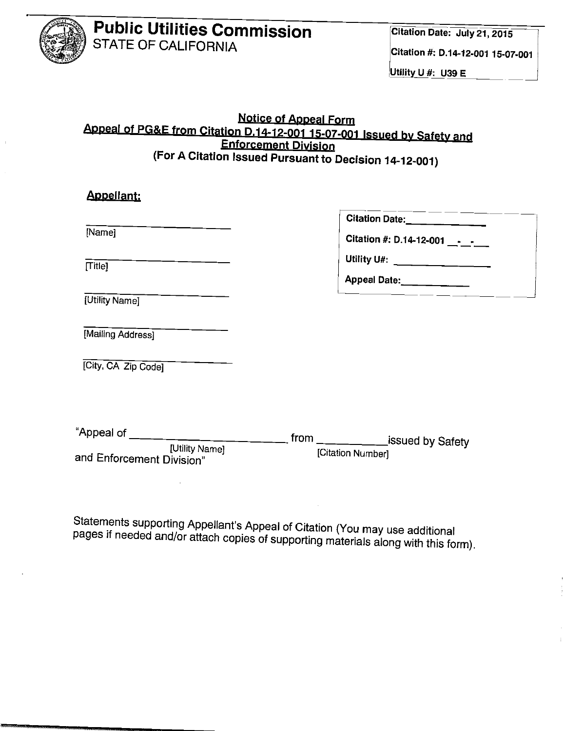**Public Utilities Commission**
STATE OF CALIFORNIA

Citation Date: July 21, 2015

Citation #: D.14-12-001 15-07-001

Utility U #: U39 E

## Notice of Appeal Form

### Appeal of PG&E from Citation D.14-12-001 15-07-001 Issued by Safety and Enforcement Division

**(For A Citation Issued Pursuant to Decision 14-12-001)**

**Appellant:**

\_\_\_\_\_\_\_\_\_\_\_\_\_\_\_\_\_\_\_\_\_\_\_\_
[Name]

\_\_\_\_\_\_\_\_\_\_\_\_\_\_\_\_\_\_\_\_\_\_\_\_
[Title]

\_\_\_\_\_\_\_\_\_\_\_\_\_\_\_\_\_\_\_\_\_\_\_\_
[Utility Name]

\_\_\_\_\_\_\_\_\_\_\_\_\_\_\_\_\_\_\_\_\_\_\_\_
[Mailing Address]

\_\_\_\_\_\_\_\_\_\_\_\_\_\_\_\_\_\_\_\_\_\_\_\_
[City, CA Zip Code]

Citation Date: \_\_\_\_\_\_\_\_\_\_\_\_

Citation #: D.14-12-001 \_\_-\_\_-\_\_\_

Utility U#: \_\_\_\_\_\_\_\_\_\_\_\_

Appeal Date: \_\_\_\_\_\_\_\_\_\_\_\_

"Appeal of \_\_\_\_\_\_\_\_\_\_\_\_\_\_\_\_\_\_\_\_ [Utility Name] from \_\_\_\_\_\_\_\_\_\_\_\_ [Citation Number] issued by Safety and Enforcement Division"

Statements supporting Appellant's Appeal of Citation (You may use additional pages if needed and/or attach copies of supporting materials along with this form).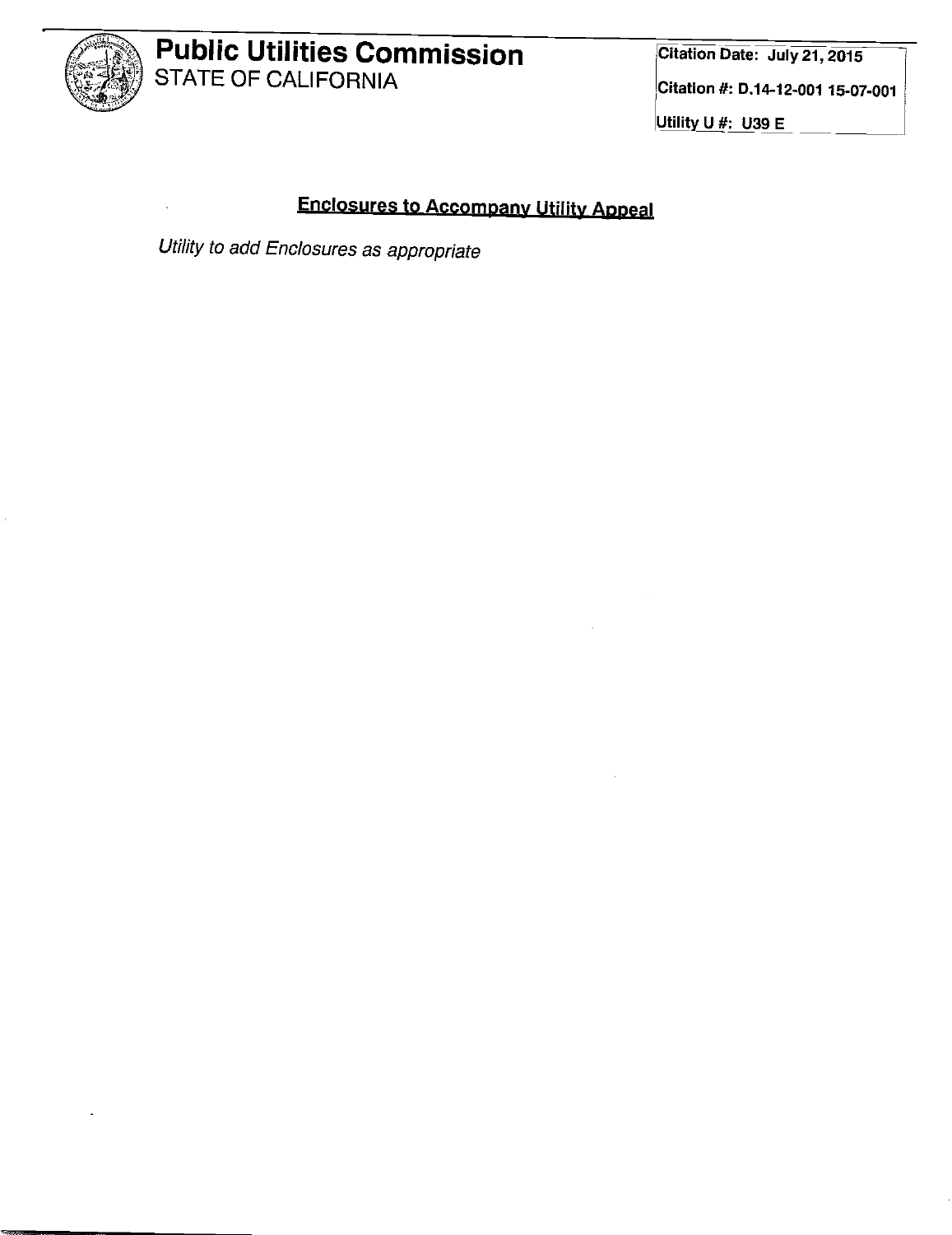# Public Utilities Commission
STATE OF CALIFORNIA

Citation Date: July 21, 2015

Citation #: D.14-12-001 15-07-001

Utility U #: U39 E

## Enclosures to Accompany Utility Appeal

*Utility to add Enclosures as appropriate*